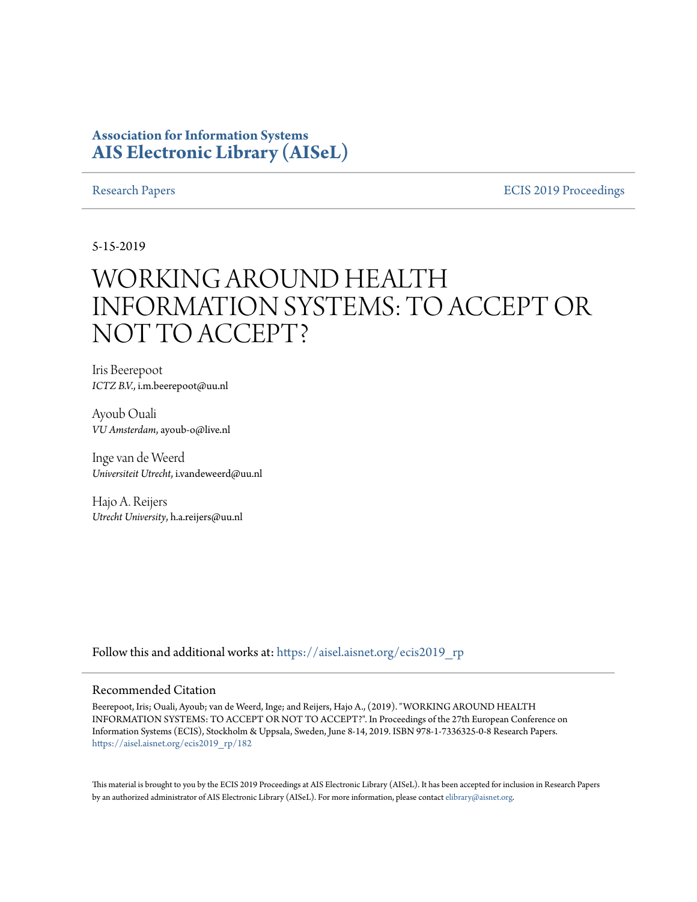**Association for Information Systems**
**AIS Electronic Library (AISeL)**

Research Papers | ECIS 2019 Proceedings

5-15-2019

# WORKING AROUND HEALTH INFORMATION SYSTEMS: TO ACCEPT OR NOT TO ACCEPT?

Iris Beerepoot
*ICTZ B.V.*, i.m.beerepoot@uu.nl

Ayoub Ouali
*VU Amsterdam*, ayoub-o@live.nl

Inge van de Weerd
*Universiteit Utrecht*, i.vandeweerd@uu.nl

Hajo A. Reijers
*Utrecht University*, h.a.reijers@uu.nl

Follow this and additional works at: https://aisel.aisnet.org/ecis2019_rp

## Recommended Citation

Beerepoot, Iris; Ouali, Ayoub; van de Weerd, Inge; and Reijers, Hajo A., (2019). "WORKING AROUND HEALTH INFORMATION SYSTEMS: TO ACCEPT OR NOT TO ACCEPT?". In Proceedings of the 27th European Conference on Information Systems (ECIS), Stockholm & Uppsala, Sweden, June 8-14, 2019. ISBN 978-1-7336325-0-8 Research Papers. https://aisel.aisnet.org/ecis2019_rp/182

This material is brought to you by the ECIS 2019 Proceedings at AIS Electronic Library (AISeL). It has been accepted for inclusion in Research Papers by an authorized administrator of AIS Electronic Library (AISeL). For more information, please contact elibrary@aisnet.org.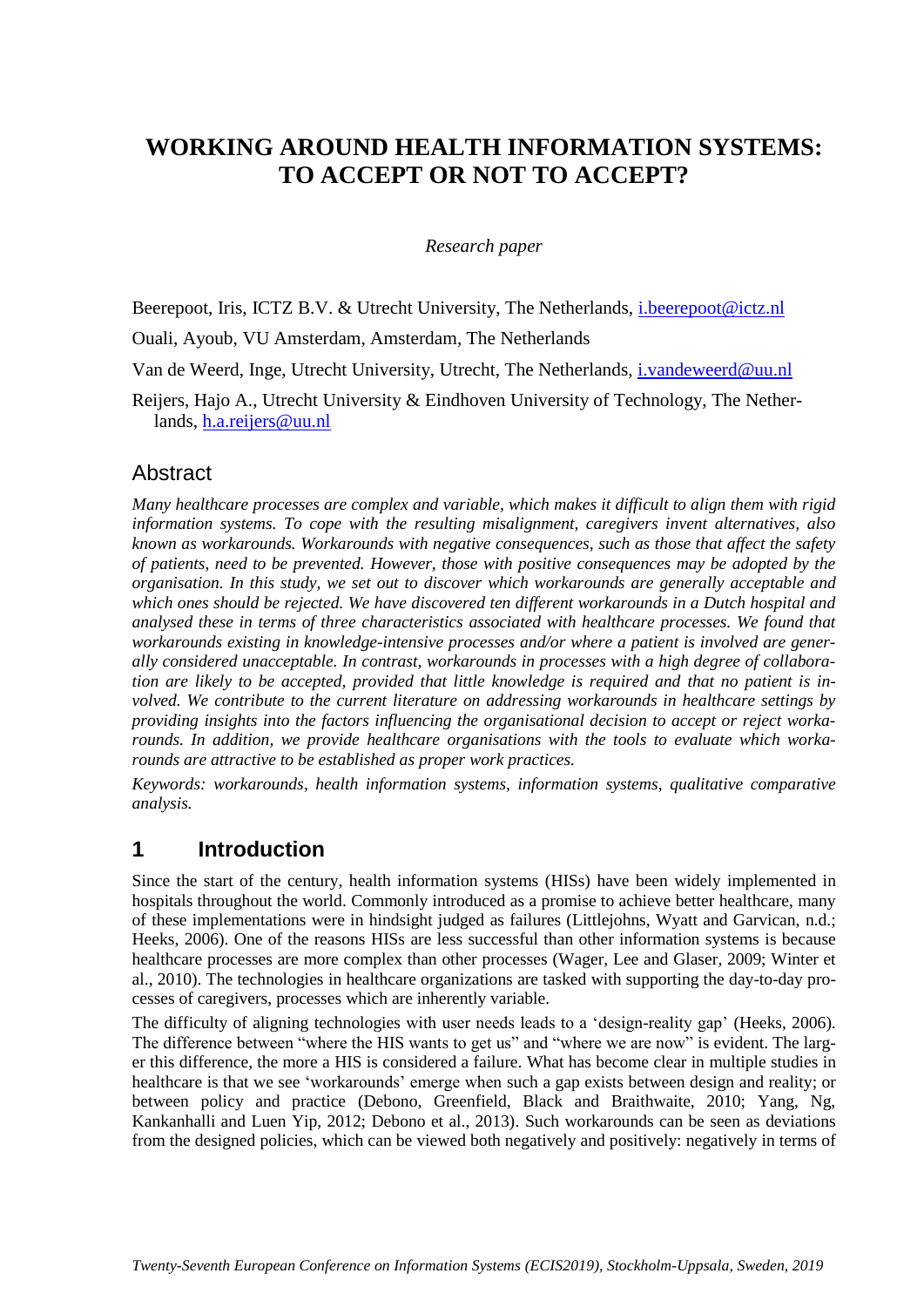# WORKING AROUND HEALTH INFORMATION SYSTEMS: TO ACCEPT OR NOT TO ACCEPT?

*Research paper*

Beerepoot, Iris, ICTZ B.V. & Utrecht University, The Netherlands, i.beerepoot@ictz.nl

Ouali, Ayoub, VU Amsterdam, Amsterdam, The Netherlands

Van de Weerd, Inge, Utrecht University, Utrecht, The Netherlands, i.vandeweerd@uu.nl

Reijers, Hajo A., Utrecht University & Eindhoven University of Technology, The Netherlands, h.a.reijers@uu.nl

## Abstract

*Many healthcare processes are complex and variable, which makes it difficult to align them with rigid information systems. To cope with the resulting misalignment, caregivers invent alternatives, also known as workarounds. Workarounds with negative consequences, such as those that affect the safety of patients, need to be prevented. However, those with positive consequences may be adopted by the organisation. In this study, we set out to discover which workarounds are generally acceptable and which ones should be rejected. We have discovered ten different workarounds in a Dutch hospital and analysed these in terms of three characteristics associated with healthcare processes. We found that workarounds existing in knowledge-intensive processes and/or where a patient is involved are generally considered unacceptable. In contrast, workarounds in processes with a high degree of collaboration are likely to be accepted, provided that little knowledge is required and that no patient is involved. We contribute to the current literature on addressing workarounds in healthcare settings by providing insights into the factors influencing the organisational decision to accept or reject workarounds. In addition, we provide healthcare organisations with the tools to evaluate which workarounds are attractive to be established as proper work practices.*

*Keywords: workarounds, health information systems, information systems, qualitative comparative analysis.*

## 1 Introduction

Since the start of the century, health information systems (HISs) have been widely implemented in hospitals throughout the world. Commonly introduced as a promise to achieve better healthcare, many of these implementations were in hindsight judged as failures (Littlejohns, Wyatt and Garvican, n.d.; Heeks, 2006). One of the reasons HISs are less successful than other information systems is because healthcare processes are more complex than other processes (Wager, Lee and Glaser, 2009; Winter et al., 2010). The technologies in healthcare organizations are tasked with supporting the day-to-day processes of caregivers, processes which are inherently variable.

The difficulty of aligning technologies with user needs leads to a 'design-reality gap' (Heeks, 2006). The difference between "where the HIS wants to get us" and "where we are now" is evident. The larger this difference, the more a HIS is considered a failure. What has become clear in multiple studies in healthcare is that we see 'workarounds' emerge when such a gap exists between design and reality; or between policy and practice (Debono, Greenfield, Black and Braithwaite, 2010; Yang, Ng, Kankanhalli and Luen Yip, 2012; Debono et al., 2013). Such workarounds can be seen as deviations from the designed policies, which can be viewed both negatively and positively: negatively in terms of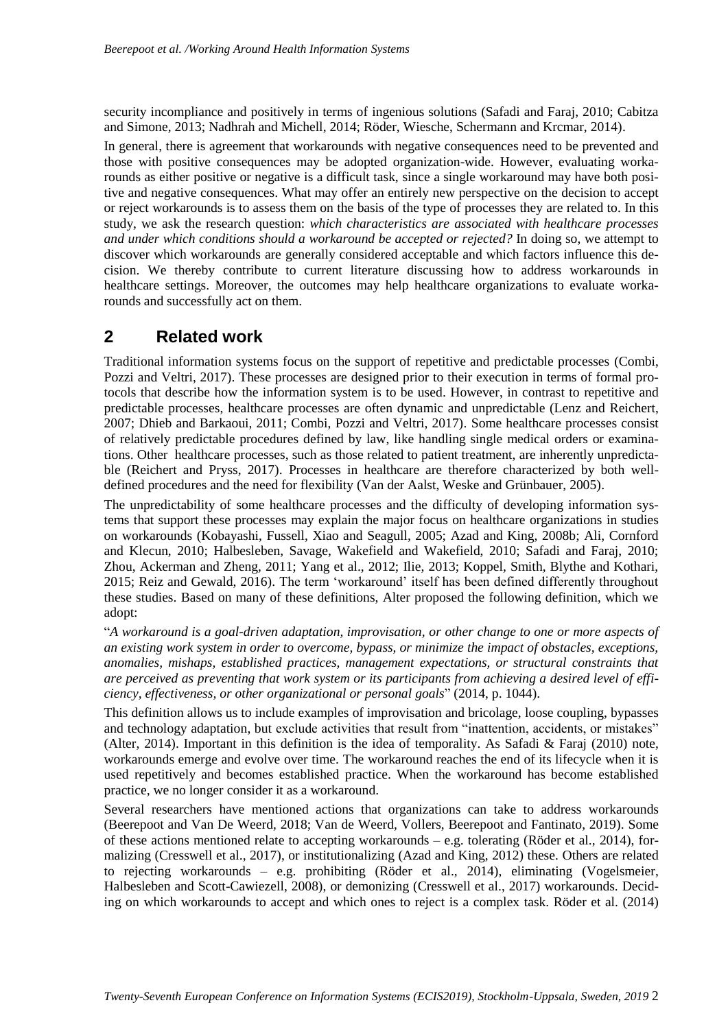security incompliance and positively in terms of ingenious solutions (Safadi and Faraj, 2010; Cabitza and Simone, 2013; Nadhrah and Michell, 2014; Röder, Wiesche, Schermann and Krcmar, 2014).

In general, there is agreement that workarounds with negative consequences need to be prevented and those with positive consequences may be adopted organization-wide. However, evaluating workarounds as either positive or negative is a difficult task, since a single workaround may have both positive and negative consequences. What may offer an entirely new perspective on the decision to accept or reject workarounds is to assess them on the basis of the type of processes they are related to. In this study, we ask the research question: *which characteristics are associated with healthcare processes and under which conditions should a workaround be accepted or rejected?* In doing so, we attempt to discover which workarounds are generally considered acceptable and which factors influence this decision. We thereby contribute to current literature discussing how to address workarounds in healthcare settings. Moreover, the outcomes may help healthcare organizations to evaluate workarounds and successfully act on them.

## 2 Related work

Traditional information systems focus on the support of repetitive and predictable processes (Combi, Pozzi and Veltri, 2017). These processes are designed prior to their execution in terms of formal protocols that describe how the information system is to be used. However, in contrast to repetitive and predictable processes, healthcare processes are often dynamic and unpredictable (Lenz and Reichert, 2007; Dhieb and Barkaoui, 2011; Combi, Pozzi and Veltri, 2017). Some healthcare processes consist of relatively predictable procedures defined by law, like handling single medical orders or examinations. Other healthcare processes, such as those related to patient treatment, are inherently unpredictable (Reichert and Pryss, 2017). Processes in healthcare are therefore characterized by both well-defined procedures and the need for flexibility (Van der Aalst, Weske and Grünbauer, 2005).

The unpredictability of some healthcare processes and the difficulty of developing information systems that support these processes may explain the major focus on healthcare organizations in studies on workarounds (Kobayashi, Fussell, Xiao and Seagull, 2005; Azad and King, 2008b; Ali, Cornford and Klecun, 2010; Halbesleben, Savage, Wakefield and Wakefield, 2010; Safadi and Faraj, 2010; Zhou, Ackerman and Zheng, 2011; Yang et al., 2012; Ilie, 2013; Koppel, Smith, Blythe and Kothari, 2015; Reiz and Gewald, 2016). The term 'workaround' itself has been defined differently throughout these studies. Based on many of these definitions, Alter proposed the following definition, which we adopt:

"*A workaround is a goal-driven adaptation, improvisation, or other change to one or more aspects of an existing work system in order to overcome, bypass, or minimize the impact of obstacles, exceptions, anomalies, mishaps, established practices, management expectations, or structural constraints that are perceived as preventing that work system or its participants from achieving a desired level of efficiency, effectiveness, or other organizational or personal goals*" (2014, p. 1044).

This definition allows us to include examples of improvisation and bricolage, loose coupling, bypasses and technology adaptation, but exclude activities that result from "inattention, accidents, or mistakes" (Alter, 2014). Important in this definition is the idea of temporality. As Safadi & Faraj (2010) note, workarounds emerge and evolve over time. The workaround reaches the end of its lifecycle when it is used repetitively and becomes established practice. When the workaround has become established practice, we no longer consider it as a workaround.

Several researchers have mentioned actions that organizations can take to address workarounds (Beerepoot and Van De Weerd, 2018; Van de Weerd, Vollers, Beerepoot and Fantinato, 2019). Some of these actions mentioned relate to accepting workarounds – e.g. tolerating (Röder et al., 2014), formalizing (Cresswell et al., 2017), or institutionalizing (Azad and King, 2012) these. Others are related to rejecting workarounds – e.g. prohibiting (Röder et al., 2014), eliminating (Vogelsmeier, Halbesleben and Scott-Cawiezell, 2008), or demonizing (Cresswell et al., 2017) workarounds. Deciding on which workarounds to accept and which ones to reject is a complex task. Röder et al. (2014)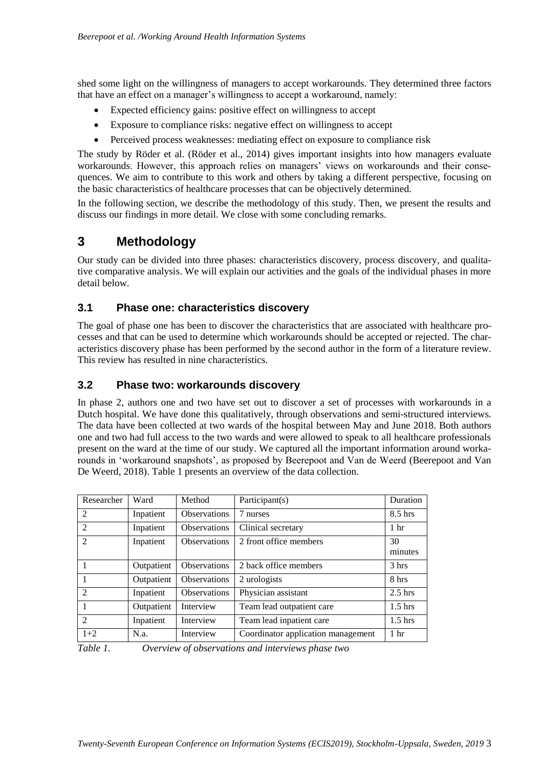shed some light on the willingness of managers to accept workarounds. They determined three factors that have an effect on a manager's willingness to accept a workaround, namely:

- Expected efficiency gains: positive effect on willingness to accept
- Exposure to compliance risks: negative effect on willingness to accept
- Perceived process weaknesses: mediating effect on exposure to compliance risk

The study by Röder et al. (Röder et al., 2014) gives important insights into how managers evaluate workarounds. However, this approach relies on managers' views on workarounds and their consequences. We aim to contribute to this work and others by taking a different perspective, focusing on the basic characteristics of healthcare processes that can be objectively determined.

In the following section, we describe the methodology of this study. Then, we present the results and discuss our findings in more detail. We close with some concluding remarks.

# 3 Methodology

Our study can be divided into three phases: characteristics discovery, process discovery, and qualitative comparative analysis. We will explain our activities and the goals of the individual phases in more detail below.

## 3.1 Phase one: characteristics discovery

The goal of phase one has been to discover the characteristics that are associated with healthcare processes and that can be used to determine which workarounds should be accepted or rejected. The characteristics discovery phase has been performed by the second author in the form of a literature review. This review has resulted in nine characteristics.

## 3.2 Phase two: workarounds discovery

In phase 2, authors one and two have set out to discover a set of processes with workarounds in a Dutch hospital. We have done this qualitatively, through observations and semi-structured interviews. The data have been collected at two wards of the hospital between May and June 2018. Both authors one and two had full access to the two wards and were allowed to speak to all healthcare professionals present on the ward at the time of our study. We captured all the important information around workarounds in 'workaround snapshots', as proposed by Beerepoot and Van de Weerd (Beerepoot and Van De Weerd, 2018). Table 1 presents an overview of the data collection.

| Researcher | Ward | Method | Participant(s) | Duration |
|---|---|---|---|---|
| 2 | Inpatient | Observations | 7 nurses | 8.5 hrs |
| 2 | Inpatient | Observations | Clinical secretary | 1 hr |
| 2 | Inpatient | Observations | 2 front office members | 30 minutes |
| 1 | Outpatient | Observations | 2 back office members | 3 hrs |
| 1 | Outpatient | Observations | 2 urologists | 8 hrs |
| 2 | Inpatient | Observations | Physician assistant | 2.5 hrs |
| 1 | Outpatient | Interview | Team lead outpatient care | 1.5 hrs |
| 2 | Inpatient | Interview | Team lead inpatient care | 1.5 hrs |
| 1+2 | N.a. | Interview | Coordinator application management | 1 hr |

*Table 1. Overview of observations and interviews phase two*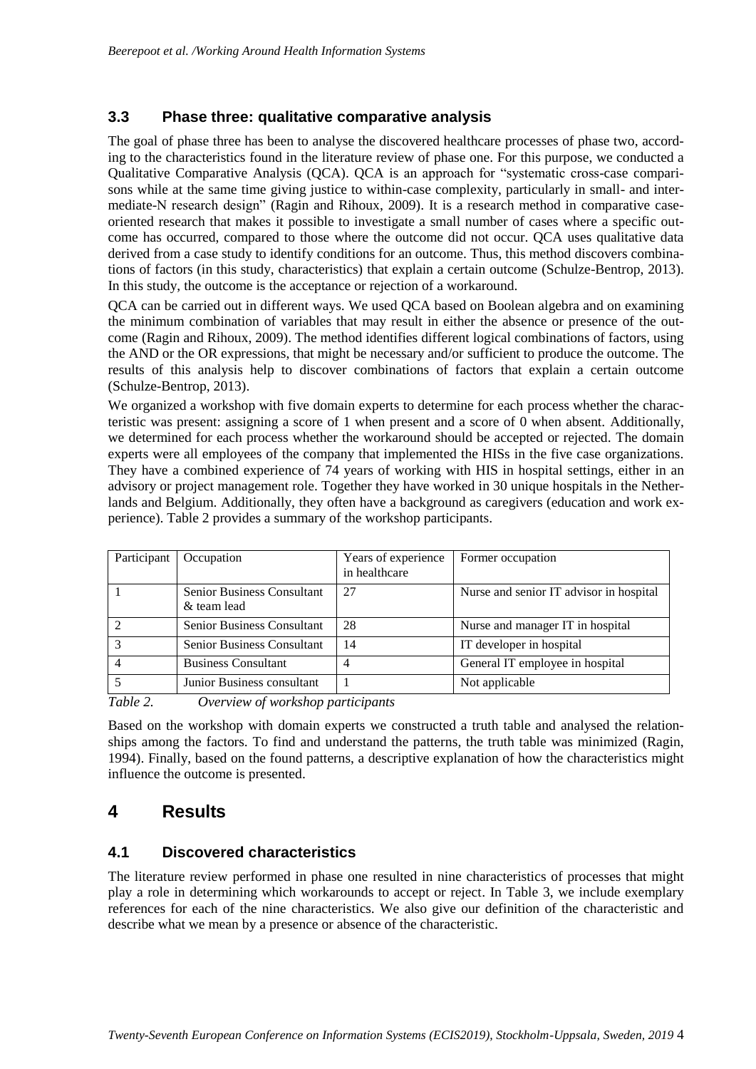### 3.3 Phase three: qualitative comparative analysis

The goal of phase three has been to analyse the discovered healthcare processes of phase two, according to the characteristics found in the literature review of phase one. For this purpose, we conducted a Qualitative Comparative Analysis (QCA). QCA is an approach for "systematic cross-case comparisons while at the same time giving justice to within-case complexity, particularly in small- and intermediate-N research design" (Ragin and Rihoux, 2009). It is a research method in comparative case-oriented research that makes it possible to investigate a small number of cases where a specific outcome has occurred, compared to those where the outcome did not occur. QCA uses qualitative data derived from a case study to identify conditions for an outcome. Thus, this method discovers combinations of factors (in this study, characteristics) that explain a certain outcome (Schulze-Bentrop, 2013). In this study, the outcome is the acceptance or rejection of a workaround.

QCA can be carried out in different ways. We used QCA based on Boolean algebra and on examining the minimum combination of variables that may result in either the absence or presence of the outcome (Ragin and Rihoux, 2009). The method identifies different logical combinations of factors, using the AND or the OR expressions, that might be necessary and/or sufficient to produce the outcome. The results of this analysis help to discover combinations of factors that explain a certain outcome (Schulze-Bentrop, 2013).

We organized a workshop with five domain experts to determine for each process whether the characteristic was present: assigning a score of 1 when present and a score of 0 when absent. Additionally, we determined for each process whether the workaround should be accepted or rejected. The domain experts were all employees of the company that implemented the HISs in the five case organizations. They have a combined experience of 74 years of working with HIS in hospital settings, either in an advisory or project management role. Together they have worked in 30 unique hospitals in the Netherlands and Belgium. Additionally, they often have a background as caregivers (education and work experience). Table 2 provides a summary of the workshop participants.

| Participant | Occupation | Years of experience in healthcare | Former occupation |
|---|---|---|---|
| 1 | Senior Business Consultant & team lead | 27 | Nurse and senior IT advisor in hospital |
| 2 | Senior Business Consultant | 28 | Nurse and manager IT in hospital |
| 3 | Senior Business Consultant | 14 | IT developer in hospital |
| 4 | Business Consultant | 4 | General IT employee in hospital |
| 5 | Junior Business consultant | 1 | Not applicable |

*Table 2. Overview of workshop participants*

Based on the workshop with domain experts we constructed a truth table and analysed the relationships among the factors. To find and understand the patterns, the truth table was minimized (Ragin, 1994). Finally, based on the found patterns, a descriptive explanation of how the characteristics might influence the outcome is presented.

## 4 Results

### 4.1 Discovered characteristics

The literature review performed in phase one resulted in nine characteristics of processes that might play a role in determining which workarounds to accept or reject. In Table 3, we include exemplary references for each of the nine characteristics. We also give our definition of the characteristic and describe what we mean by a presence or absence of the characteristic.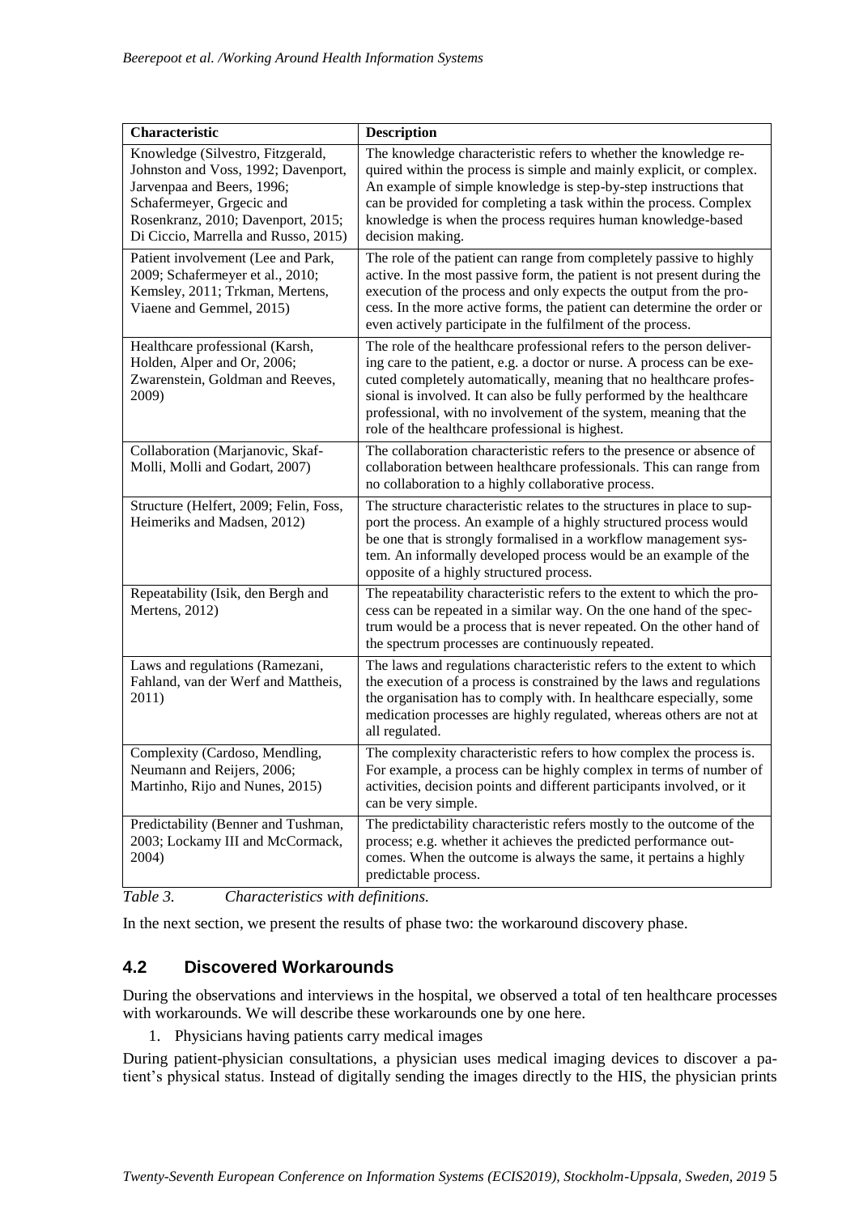| Characteristic | Description |
|---|---|
| Knowledge (Silvestro, Fitzgerald, Johnston and Voss, 1992; Davenport, Jarvenpaa and Beers, 1996; Schafermeyer, Grgecic and Rosenkranz, 2010; Davenport, 2015; Di Ciccio, Marrella and Russo, 2015) | The knowledge characteristic refers to whether the knowledge required within the process is simple and mainly explicit, or complex. An example of simple knowledge is step-by-step instructions that can be provided for completing a task within the process. Complex knowledge is when the process requires human knowledge-based decision making. |
| Patient involvement (Lee and Park, 2009; Schafermeyer et al., 2010; Kemsley, 2011; Trkman, Mertens, Viaene and Gemmel, 2015) | The role of the patient can range from completely passive to highly active. In the most passive form, the patient is not present during the execution of the process and only expects the output from the process. In the more active forms, the patient can determine the order or even actively participate in the fulfilment of the process. |
| Healthcare professional (Karsh, Holden, Alper and Or, 2006; Zwarenstein, Goldman and Reeves, 2009) | The role of the healthcare professional refers to the person delivering care to the patient, e.g. a doctor or nurse. A process can be executed completely automatically, meaning that no healthcare professional is involved. It can also be fully performed by the healthcare professional, with no involvement of the system, meaning that the role of the healthcare professional is highest. |
| Collaboration (Marjanovic, Skaf-Molli, Molli and Godart, 2007) | The collaboration characteristic refers to the presence or absence of collaboration between healthcare professionals. This can range from no collaboration to a highly collaborative process. |
| Structure (Helfert, 2009; Felin, Foss, Heimeriks and Madsen, 2012) | The structure characteristic relates to the structures in place to support the process. An example of a highly structured process would be one that is strongly formalised in a workflow management system. An informally developed process would be an example of the opposite of a highly structured process. |
| Repeatability (Isik, den Bergh and Mertens, 2012) | The repeatability characteristic refers to the extent to which the process can be repeated in a similar way. On the one hand of the spectrum would be a process that is never repeated. On the other hand of the spectrum processes are continuously repeated. |
| Laws and regulations (Ramezani, Fahland, van der Werf and Mattheis, 2011) | The laws and regulations characteristic refers to the extent to which the execution of a process is constrained by the laws and regulations the organisation has to comply with. In healthcare especially, some medication processes are highly regulated, whereas others are not at all regulated. |
| Complexity (Cardoso, Mendling, Neumann and Reijers, 2006; Martinho, Rijo and Nunes, 2015) | The complexity characteristic refers to how complex the process is. For example, a process can be highly complex in terms of number of activities, decision points and different participants involved, or it can be very simple. |
| Predictability (Benner and Tushman, 2003; Lockamy III and McCormack, 2004) | The predictability characteristic refers mostly to the outcome of the process; e.g. whether it achieves the predicted performance outcomes. When the outcome is always the same, it pertains a highly predictable process. |

*Table 3. Characteristics with definitions.*

In the next section, we present the results of phase two: the workaround discovery phase.

## 4.2 Discovered Workarounds

During the observations and interviews in the hospital, we observed a total of ten healthcare processes with workarounds. We will describe these workarounds one by one here.

1. Physicians having patients carry medical images

During patient-physician consultations, a physician uses medical imaging devices to discover a patient's physical status. Instead of digitally sending the images directly to the HIS, the physician prints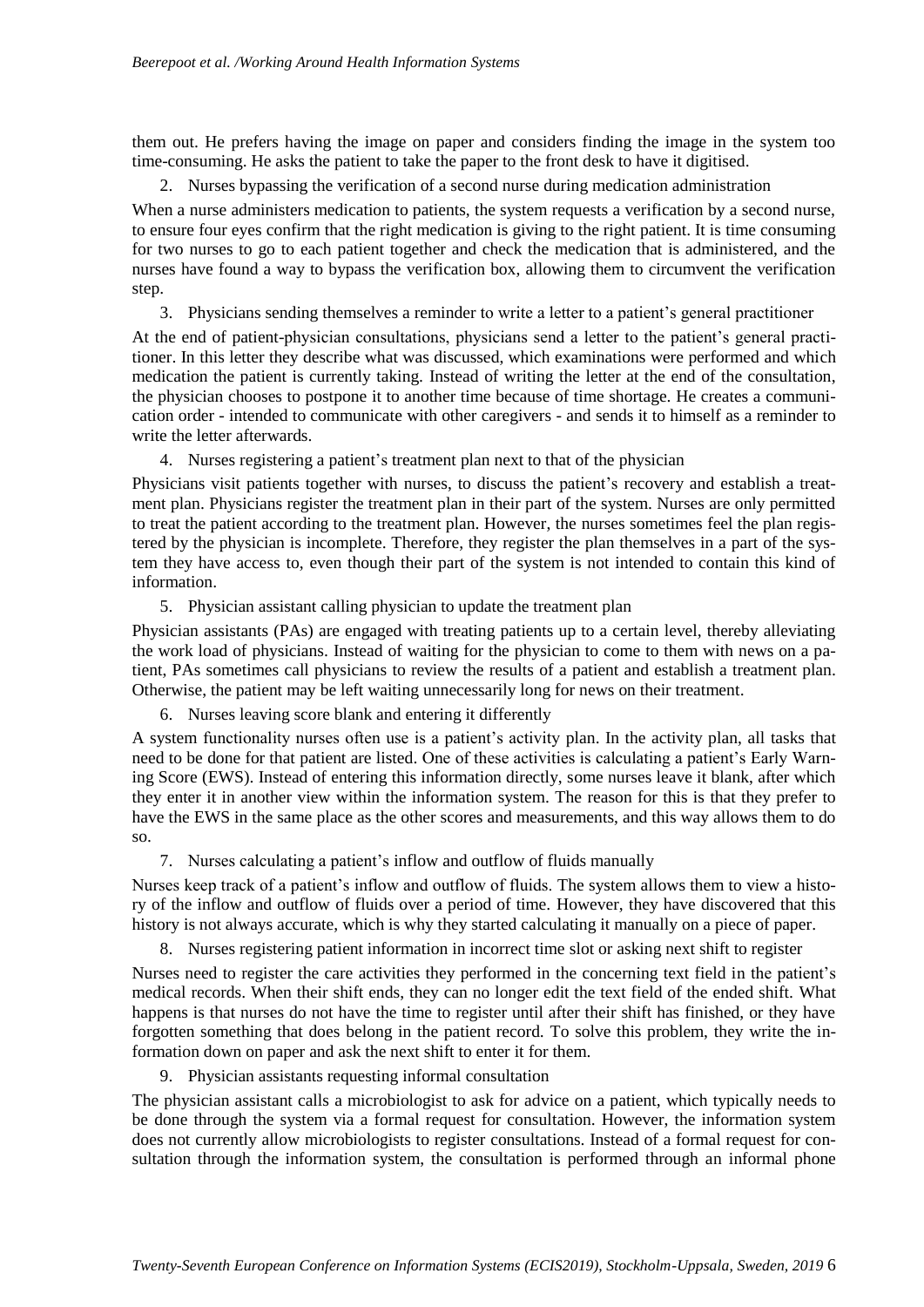them out. He prefers having the image on paper and considers finding the image in the system too time-consuming. He asks the patient to take the paper to the front desk to have it digitised.

2. Nurses bypassing the verification of a second nurse during medication administration

When a nurse administers medication to patients, the system requests a verification by a second nurse, to ensure four eyes confirm that the right medication is giving to the right patient. It is time consuming for two nurses to go to each patient together and check the medication that is administered, and the nurses have found a way to bypass the verification box, allowing them to circumvent the verification step.

3. Physicians sending themselves a reminder to write a letter to a patient's general practitioner

At the end of patient-physician consultations, physicians send a letter to the patient's general practitioner. In this letter they describe what was discussed, which examinations were performed and which medication the patient is currently taking. Instead of writing the letter at the end of the consultation, the physician chooses to postpone it to another time because of time shortage. He creates a communication order - intended to communicate with other caregivers - and sends it to himself as a reminder to write the letter afterwards.

4. Nurses registering a patient's treatment plan next to that of the physician

Physicians visit patients together with nurses, to discuss the patient's recovery and establish a treatment plan. Physicians register the treatment plan in their part of the system. Nurses are only permitted to treat the patient according to the treatment plan. However, the nurses sometimes feel the plan registered by the physician is incomplete. Therefore, they register the plan themselves in a part of the system they have access to, even though their part of the system is not intended to contain this kind of information.

5. Physician assistant calling physician to update the treatment plan

Physician assistants (PAs) are engaged with treating patients up to a certain level, thereby alleviating the work load of physicians. Instead of waiting for the physician to come to them with news on a patient, PAs sometimes call physicians to review the results of a patient and establish a treatment plan. Otherwise, the patient may be left waiting unnecessarily long for news on their treatment.

6. Nurses leaving score blank and entering it differently

A system functionality nurses often use is a patient's activity plan. In the activity plan, all tasks that need to be done for that patient are listed. One of these activities is calculating a patient's Early Warning Score (EWS). Instead of entering this information directly, some nurses leave it blank, after which they enter it in another view within the information system. The reason for this is that they prefer to have the EWS in the same place as the other scores and measurements, and this way allows them to do so.

7. Nurses calculating a patient's inflow and outflow of fluids manually

Nurses keep track of a patient's inflow and outflow of fluids. The system allows them to view a history of the inflow and outflow of fluids over a period of time. However, they have discovered that this history is not always accurate, which is why they started calculating it manually on a piece of paper.

8. Nurses registering patient information in incorrect time slot or asking next shift to register

Nurses need to register the care activities they performed in the concerning text field in the patient's medical records. When their shift ends, they can no longer edit the text field of the ended shift. What happens is that nurses do not have the time to register until after their shift has finished, or they have forgotten something that does belong in the patient record. To solve this problem, they write the information down on paper and ask the next shift to enter it for them.

9. Physician assistants requesting informal consultation

The physician assistant calls a microbiologist to ask for advice on a patient, which typically needs to be done through the system via a formal request for consultation. However, the information system does not currently allow microbiologists to register consultations. Instead of a formal request for consultation through the information system, the consultation is performed through an informal phone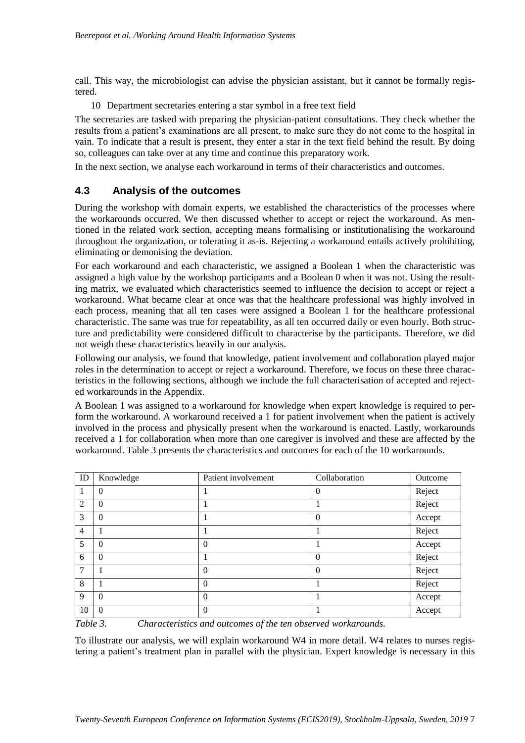call. This way, the microbiologist can advise the physician assistant, but it cannot be formally registered.

10 Department secretaries entering a star symbol in a free text field

The secretaries are tasked with preparing the physician-patient consultations. They check whether the results from a patient's examinations are all present, to make sure they do not come to the hospital in vain. To indicate that a result is present, they enter a star in the text field behind the result. By doing so, colleagues can take over at any time and continue this preparatory work.

In the next section, we analyse each workaround in terms of their characteristics and outcomes.

### 4.3 Analysis of the outcomes

During the workshop with domain experts, we established the characteristics of the processes where the workarounds occurred. We then discussed whether to accept or reject the workaround. As mentioned in the related work section, accepting means formalising or institutionalising the workaround throughout the organization, or tolerating it as-is. Rejecting a workaround entails actively prohibiting, eliminating or demonising the deviation.

For each workaround and each characteristic, we assigned a Boolean 1 when the characteristic was assigned a high value by the workshop participants and a Boolean 0 when it was not. Using the resulting matrix, we evaluated which characteristics seemed to influence the decision to accept or reject a workaround. What became clear at once was that the healthcare professional was highly involved in each process, meaning that all ten cases were assigned a Boolean 1 for the healthcare professional characteristic. The same was true for repeatability, as all ten occurred daily or even hourly. Both structure and predictability were considered difficult to characterise by the participants. Therefore, we did not weigh these characteristics heavily in our analysis.

Following our analysis, we found that knowledge, patient involvement and collaboration played major roles in the determination to accept or reject a workaround. Therefore, we focus on these three characteristics in the following sections, although we include the full characterisation of accepted and rejected workarounds in the Appendix.

A Boolean 1 was assigned to a workaround for knowledge when expert knowledge is required to perform the workaround. A workaround received a 1 for patient involvement when the patient is actively involved in the process and physically present when the workaround is enacted. Lastly, workarounds received a 1 for collaboration when more than one caregiver is involved and these are affected by the workaround. Table 3 presents the characteristics and outcomes for each of the 10 workarounds.

| ID | Knowledge | Patient involvement | Collaboration | Outcome |
|---|---|---|---|---|
| 1 | 0 | 1 | 0 | Reject |
| 2 | 0 | 1 | 1 | Reject |
| 3 | 0 | 1 | 0 | Accept |
| 4 | 1 | 1 | 1 | Reject |
| 5 | 0 | 0 | 1 | Accept |
| 6 | 0 | 1 | 0 | Reject |
| 7 | 1 | 0 | 0 | Reject |
| 8 | 1 | 0 | 1 | Reject |
| 9 | 0 | 0 | 1 | Accept |
| 10 | 0 | 0 | 1 | Accept |

*Table 3. Characteristics and outcomes of the ten observed workarounds.*

To illustrate our analysis, we will explain workaround W4 in more detail. W4 relates to nurses registering a patient's treatment plan in parallel with the physician. Expert knowledge is necessary in this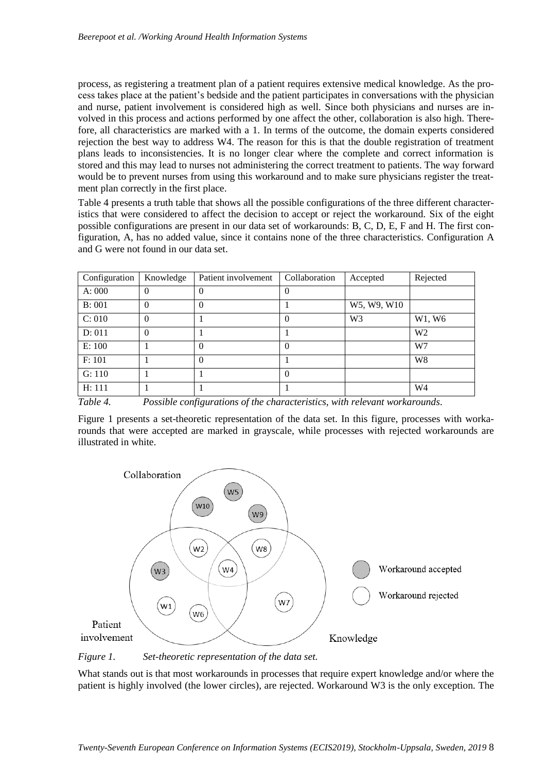process, as registering a treatment plan of a patient requires extensive medical knowledge. As the process takes place at the patient's bedside and the patient participates in conversations with the physician and nurse, patient involvement is considered high as well. Since both physicians and nurses are involved in this process and actions performed by one affect the other, collaboration is also high. Therefore, all characteristics are marked with a 1. In terms of the outcome, the domain experts considered rejection the best way to address W4. The reason for this is that the double registration of treatment plans leads to inconsistencies. It is no longer clear where the complete and correct information is stored and this may lead to nurses not administering the correct treatment to patients. The way forward would be to prevent nurses from using this workaround and to make sure physicians register the treatment plan correctly in the first place.

Table 4 presents a truth table that shows all the possible configurations of the three different characteristics that were considered to affect the decision to accept or reject the workaround. Six of the eight possible configurations are present in our data set of workarounds: B, C, D, E, F and H. The first configuration, A, has no added value, since it contains none of the three characteristics. Configuration A and G were not found in our data set.

| Configuration | Knowledge | Patient involvement | Collaboration | Accepted | Rejected |
|---|---|---|---|---|---|
| A: 000 | 0 | 0 | 0 | | |
| B: 001 | 0 | 0 | 1 | W5, W9, W10 | |
| C: 010 | 0 | 1 | 0 | W3 | W1, W6 |
| D: 011 | 0 | 1 | 1 | | W2 |
| E: 100 | 1 | 0 | 0 | | W7 |
| F: 101 | 1 | 0 | 1 | | W8 |
| G: 110 | 1 | 1 | 0 | | |
| H: 111 | 1 | 1 | 1 | | W4 |

*Table 4. Possible configurations of the characteristics, with relevant workarounds.*

Figure 1 presents a set-theoretic representation of the data set. In this figure, processes with workarounds that were accepted are marked in grayscale, while processes with rejected workarounds are illustrated in white.

*Figure 1. Set-theoretic representation of the data set.*

What stands out is that most workarounds in processes that require expert knowledge and/or where the patient is highly involved (the lower circles), are rejected. Workaround W3 is the only exception. The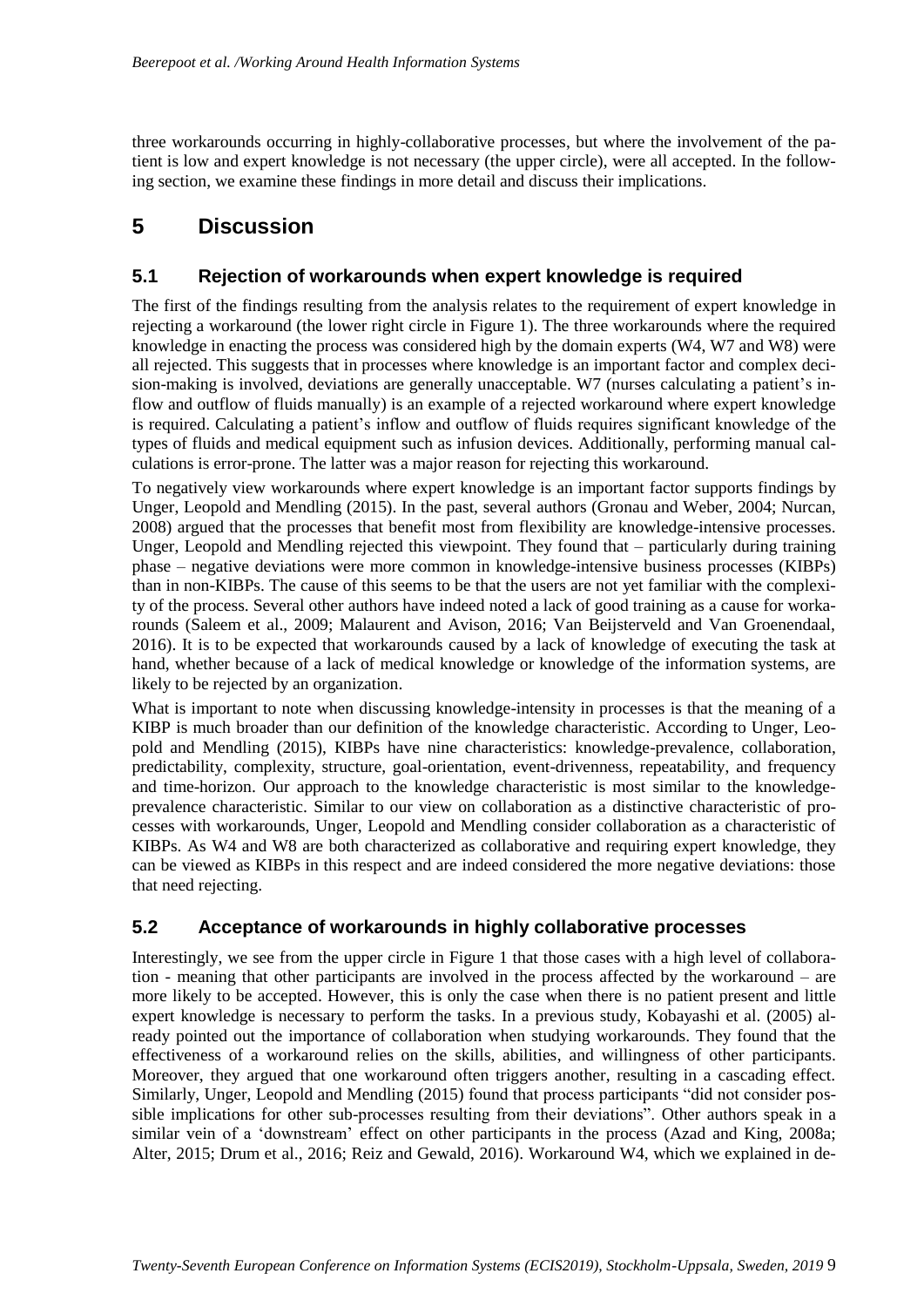three workarounds occurring in highly-collaborative processes, but where the involvement of the patient is low and expert knowledge is not necessary (the upper circle), were all accepted. In the following section, we examine these findings in more detail and discuss their implications.

# 5 Discussion

## 5.1 Rejection of workarounds when expert knowledge is required

The first of the findings resulting from the analysis relates to the requirement of expert knowledge in rejecting a workaround (the lower right circle in Figure 1). The three workarounds where the required knowledge in enacting the process was considered high by the domain experts (W4, W7 and W8) were all rejected. This suggests that in processes where knowledge is an important factor and complex decision-making is involved, deviations are generally unacceptable. W7 (nurses calculating a patient's inflow and outflow of fluids manually) is an example of a rejected workaround where expert knowledge is required. Calculating a patient's inflow and outflow of fluids requires significant knowledge of the types of fluids and medical equipment such as infusion devices. Additionally, performing manual calculations is error-prone. The latter was a major reason for rejecting this workaround.

To negatively view workarounds where expert knowledge is an important factor supports findings by Unger, Leopold and Mendling (2015). In the past, several authors (Gronau and Weber, 2004; Nurcan, 2008) argued that the processes that benefit most from flexibility are knowledge-intensive processes. Unger, Leopold and Mendling rejected this viewpoint. They found that – particularly during training phase – negative deviations were more common in knowledge-intensive business processes (KIBPs) than in non-KIBPs. The cause of this seems to be that the users are not yet familiar with the complexity of the process. Several other authors have indeed noted a lack of good training as a cause for workarounds (Saleem et al., 2009; Malaurent and Avison, 2016; Van Beijsterveld and Van Groenendaal, 2016). It is to be expected that workarounds caused by a lack of knowledge of executing the task at hand, whether because of a lack of medical knowledge or knowledge of the information systems, are likely to be rejected by an organization.

What is important to note when discussing knowledge-intensity in processes is that the meaning of a KIBP is much broader than our definition of the knowledge characteristic. According to Unger, Leopold and Mendling (2015), KIBPs have nine characteristics: knowledge-prevalence, collaboration, predictability, complexity, structure, goal-orientation, event-drivenness, repeatability, and frequency and time-horizon. Our approach to the knowledge characteristic is most similar to the knowledge-prevalence characteristic. Similar to our view on collaboration as a distinctive characteristic of processes with workarounds, Unger, Leopold and Mendling consider collaboration as a characteristic of KIBPs. As W4 and W8 are both characterized as collaborative and requiring expert knowledge, they can be viewed as KIBPs in this respect and are indeed considered the more negative deviations: those that need rejecting.

## 5.2 Acceptance of workarounds in highly collaborative processes

Interestingly, we see from the upper circle in Figure 1 that those cases with a high level of collaboration - meaning that other participants are involved in the process affected by the workaround – are more likely to be accepted. However, this is only the case when there is no patient present and little expert knowledge is necessary to perform the tasks. In a previous study, Kobayashi et al. (2005) already pointed out the importance of collaboration when studying workarounds. They found that the effectiveness of a workaround relies on the skills, abilities, and willingness of other participants. Moreover, they argued that one workaround often triggers another, resulting in a cascading effect. Similarly, Unger, Leopold and Mendling (2015) found that process participants "did not consider possible implications for other sub-processes resulting from their deviations". Other authors speak in a similar vein of a 'downstream' effect on other participants in the process (Azad and King, 2008a; Alter, 2015; Drum et al., 2016; Reiz and Gewald, 2016). Workaround W4, which we explained in de-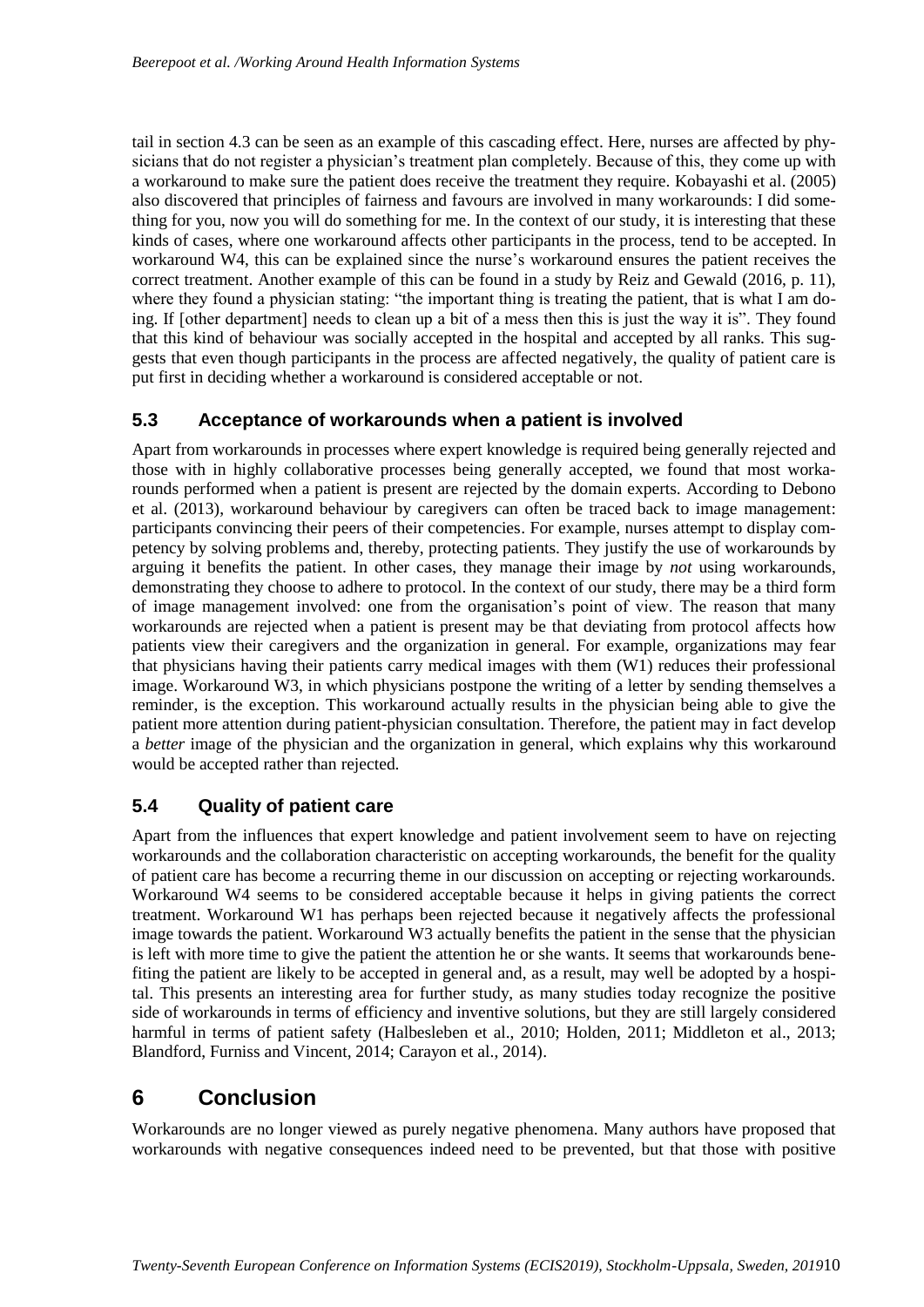tail in section 4.3 can be seen as an example of this cascading effect. Here, nurses are affected by physicians that do not register a physician's treatment plan completely. Because of this, they come up with a workaround to make sure the patient does receive the treatment they require. Kobayashi et al. (2005) also discovered that principles of fairness and favours are involved in many workarounds: I did something for you, now you will do something for me. In the context of our study, it is interesting that these kinds of cases, where one workaround affects other participants in the process, tend to be accepted. In workaround W4, this can be explained since the nurse's workaround ensures the patient receives the correct treatment. Another example of this can be found in a study by Reiz and Gewald (2016, p. 11), where they found a physician stating: "the important thing is treating the patient, that is what I am doing. If [other department] needs to clean up a bit of a mess then this is just the way it is". They found that this kind of behaviour was socially accepted in the hospital and accepted by all ranks. This suggests that even though participants in the process are affected negatively, the quality of patient care is put first in deciding whether a workaround is considered acceptable or not.

### 5.3 Acceptance of workarounds when a patient is involved

Apart from workarounds in processes where expert knowledge is required being generally rejected and those with in highly collaborative processes being generally accepted, we found that most workarounds performed when a patient is present are rejected by the domain experts. According to Debono et al. (2013), workaround behaviour by caregivers can often be traced back to image management: participants convincing their peers of their competencies. For example, nurses attempt to display competency by solving problems and, thereby, protecting patients. They justify the use of workarounds by arguing it benefits the patient. In other cases, they manage their image by *not* using workarounds, demonstrating they choose to adhere to protocol. In the context of our study, there may be a third form of image management involved: one from the organisation's point of view. The reason that many workarounds are rejected when a patient is present may be that deviating from protocol affects how patients view their caregivers and the organization in general. For example, organizations may fear that physicians having their patients carry medical images with them (W1) reduces their professional image. Workaround W3, in which physicians postpone the writing of a letter by sending themselves a reminder, is the exception. This workaround actually results in the physician being able to give the patient more attention during patient-physician consultation. Therefore, the patient may in fact develop a *better* image of the physician and the organization in general, which explains why this workaround would be accepted rather than rejected.

### 5.4 Quality of patient care

Apart from the influences that expert knowledge and patient involvement seem to have on rejecting workarounds and the collaboration characteristic on accepting workarounds, the benefit for the quality of patient care has become a recurring theme in our discussion on accepting or rejecting workarounds. Workaround W4 seems to be considered acceptable because it helps in giving patients the correct treatment. Workaround W1 has perhaps been rejected because it negatively affects the professional image towards the patient. Workaround W3 actually benefits the patient in the sense that the physician is left with more time to give the patient the attention he or she wants. It seems that workarounds benefiting the patient are likely to be accepted in general and, as a result, may well be adopted by a hospital. This presents an interesting area for further study, as many studies today recognize the positive side of workarounds in terms of efficiency and inventive solutions, but they are still largely considered harmful in terms of patient safety (Halbesleben et al., 2010; Holden, 2011; Middleton et al., 2013; Blandford, Furniss and Vincent, 2014; Carayon et al., 2014).

## 6 Conclusion

Workarounds are no longer viewed as purely negative phenomena. Many authors have proposed that workarounds with negative consequences indeed need to be prevented, but that those with positive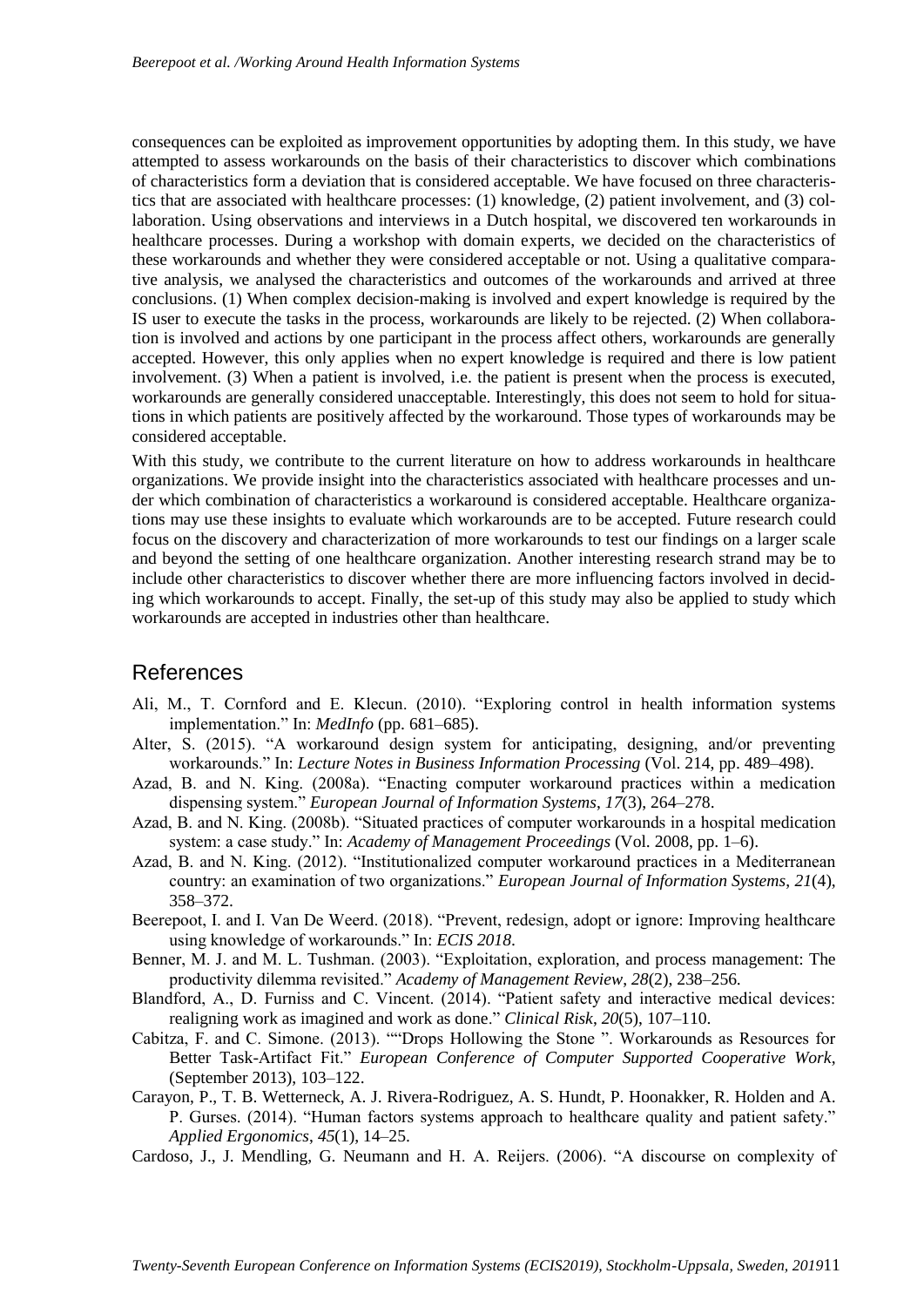consequences can be exploited as improvement opportunities by adopting them. In this study, we have attempted to assess workarounds on the basis of their characteristics to discover which combinations of characteristics form a deviation that is considered acceptable. We have focused on three characteristics that are associated with healthcare processes: (1) knowledge, (2) patient involvement, and (3) collaboration. Using observations and interviews in a Dutch hospital, we discovered ten workarounds in healthcare processes. During a workshop with domain experts, we decided on the characteristics of these workarounds and whether they were considered acceptable or not. Using a qualitative comparative analysis, we analysed the characteristics and outcomes of the workarounds and arrived at three conclusions. (1) When complex decision-making is involved and expert knowledge is required by the IS user to execute the tasks in the process, workarounds are likely to be rejected. (2) When collaboration is involved and actions by one participant in the process affect others, workarounds are generally accepted. However, this only applies when no expert knowledge is required and there is low patient involvement. (3) When a patient is involved, i.e. the patient is present when the process is executed, workarounds are generally considered unacceptable. Interestingly, this does not seem to hold for situations in which patients are positively affected by the workaround. Those types of workarounds may be considered acceptable.

With this study, we contribute to the current literature on how to address workarounds in healthcare organizations. We provide insight into the characteristics associated with healthcare processes and under which combination of characteristics a workaround is considered acceptable. Healthcare organizations may use these insights to evaluate which workarounds are to be accepted. Future research could focus on the discovery and characterization of more workarounds to test our findings on a larger scale and beyond the setting of one healthcare organization. Another interesting research strand may be to include other characteristics to discover whether there are more influencing factors involved in deciding which workarounds to accept. Finally, the set-up of this study may also be applied to study which workarounds are accepted in industries other than healthcare.

## References

Ali, M., T. Cornford and E. Klecun. (2010). "Exploring control in health information systems implementation." In: *MedInfo* (pp. 681–685).

Alter, S. (2015). "A workaround design system for anticipating, designing, and/or preventing workarounds." In: *Lecture Notes in Business Information Processing* (Vol. 214, pp. 489–498).

Azad, B. and N. King. (2008a). "Enacting computer workaround practices within a medication dispensing system." *European Journal of Information Systems*, *17*(3), 264–278.

Azad, B. and N. King. (2008b). "Situated practices of computer workarounds in a hospital medication system: a case study." In: *Academy of Management Proceedings* (Vol. 2008, pp. 1–6).

Azad, B. and N. King. (2012). "Institutionalized computer workaround practices in a Mediterranean country: an examination of two organizations." *European Journal of Information Systems*, *21*(4), 358–372.

Beerepoot, I. and I. Van De Weerd. (2018). "Prevent, redesign, adopt or ignore: Improving healthcare using knowledge of workarounds." In: *ECIS 2018*.

Benner, M. J. and M. L. Tushman. (2003). "Exploitation, exploration, and process management: The productivity dilemma revisited." *Academy of Management Review*, *28*(2), 238–256.

Blandford, A., D. Furniss and C. Vincent. (2014). "Patient safety and interactive medical devices: realigning work as imagined and work as done." *Clinical Risk*, *20*(5), 107–110.

Cabitza, F. and C. Simone. (2013). ""Drops Hollowing the Stone ". Workarounds as Resources for Better Task-Artifact Fit." *European Conference of Computer Supported Cooperative Work*, (September 2013), 103–122.

Carayon, P., T. B. Wetterneck, A. J. Rivera-Rodriguez, A. S. Hundt, P. Hoonakker, R. Holden and A. P. Gurses. (2014). "Human factors systems approach to healthcare quality and patient safety." *Applied Ergonomics*, *45*(1), 14–25.

Cardoso, J., J. Mendling, G. Neumann and H. A. Reijers. (2006). "A discourse on complexity of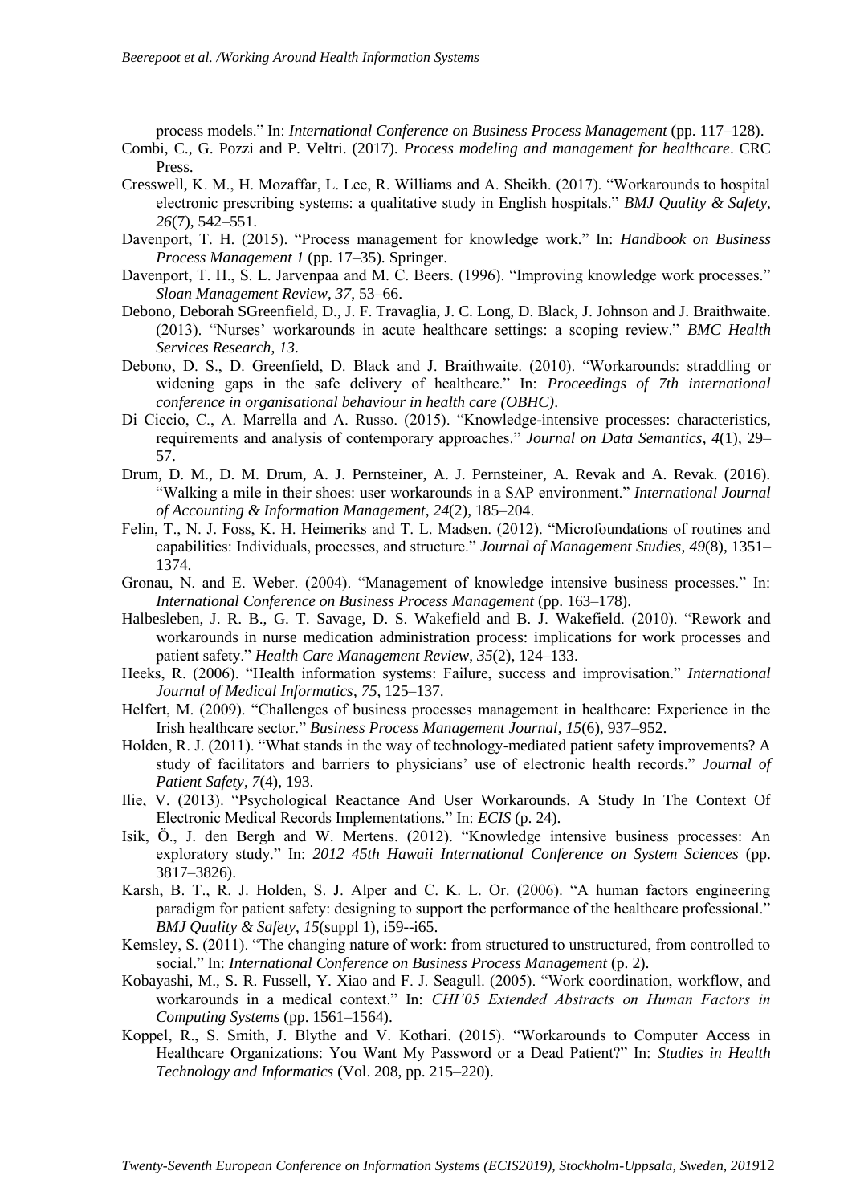process models." In: *International Conference on Business Process Management* (pp. 117–128).

Combi, C., G. Pozzi and P. Veltri. (2017). *Process modeling and management for healthcare*. CRC Press.

Cresswell, K. M., H. Mozaffar, L. Lee, R. Williams and A. Sheikh. (2017). "Workarounds to hospital electronic prescribing systems: a qualitative study in English hospitals." *BMJ Quality & Safety*, *26*(7), 542–551.

Davenport, T. H. (2015). "Process management for knowledge work." In: *Handbook on Business Process Management 1* (pp. 17–35). Springer.

Davenport, T. H., S. L. Jarvenpaa and M. C. Beers. (1996). "Improving knowledge work processes." *Sloan Management Review*, *37*, 53–66.

Debono, Deborah SGreenfield, D., J. F. Travaglia, J. C. Long, D. Black, J. Johnson and J. Braithwaite. (2013). "Nurses' workarounds in acute healthcare settings: a scoping review." *BMC Health Services Research*, *13*.

Debono, D. S., D. Greenfield, D. Black and J. Braithwaite. (2010). "Workarounds: straddling or widening gaps in the safe delivery of healthcare." In: *Proceedings of 7th international conference in organisational behaviour in health care (OBHC)*.

Di Ciccio, C., A. Marrella and A. Russo. (2015). "Knowledge-intensive processes: characteristics, requirements and analysis of contemporary approaches." *Journal on Data Semantics*, *4*(1), 29–57.

Drum, D. M., D. M. Drum, A. J. Pernsteiner, A. J. Pernsteiner, A. Revak and A. Revak. (2016). "Walking a mile in their shoes: user workarounds in a SAP environment." *International Journal of Accounting & Information Management*, *24*(2), 185–204.

Felin, T., N. J. Foss, K. H. Heimeriks and T. L. Madsen. (2012). "Microfoundations of routines and capabilities: Individuals, processes, and structure." *Journal of Management Studies*, *49*(8), 1351–1374.

Gronau, N. and E. Weber. (2004). "Management of knowledge intensive business processes." In: *International Conference on Business Process Management* (pp. 163–178).

Halbesleben, J. R. B., G. T. Savage, D. S. Wakefield and B. J. Wakefield. (2010). "Rework and workarounds in nurse medication administration process: implications for work processes and patient safety." *Health Care Management Review*, *35*(2), 124–133.

Heeks, R. (2006). "Health information systems: Failure, success and improvisation." *International Journal of Medical Informatics*, *75*, 125–137.

Helfert, M. (2009). "Challenges of business processes management in healthcare: Experience in the Irish healthcare sector." *Business Process Management Journal*, *15*(6), 937–952.

Holden, R. J. (2011). "What stands in the way of technology-mediated patient safety improvements? A study of facilitators and barriers to physicians' use of electronic health records." *Journal of Patient Safety*, *7*(4), 193.

Ilie, V. (2013). "Psychological Reactance And User Workarounds. A Study In The Context Of Electronic Medical Records Implementations." In: *ECIS* (p. 24).

Isik, Ö., J. den Bergh and W. Mertens. (2012). "Knowledge intensive business processes: An exploratory study." In: *2012 45th Hawaii International Conference on System Sciences* (pp. 3817–3826).

Karsh, B. T., R. J. Holden, S. J. Alper and C. K. L. Or. (2006). "A human factors engineering paradigm for patient safety: designing to support the performance of the healthcare professional." *BMJ Quality & Safety*, *15*(suppl 1), i59--i65.

Kemsley, S. (2011). "The changing nature of work: from structured to unstructured, from controlled to social." In: *International Conference on Business Process Management* (p. 2).

Kobayashi, M., S. R. Fussell, Y. Xiao and F. J. Seagull. (2005). "Work coordination, workflow, and workarounds in a medical context." In: *CHI'05 Extended Abstracts on Human Factors in Computing Systems* (pp. 1561–1564).

Koppel, R., S. Smith, J. Blythe and V. Kothari. (2015). "Workarounds to Computer Access in Healthcare Organizations: You Want My Password or a Dead Patient?" In: *Studies in Health Technology and Informatics* (Vol. 208, pp. 215–220).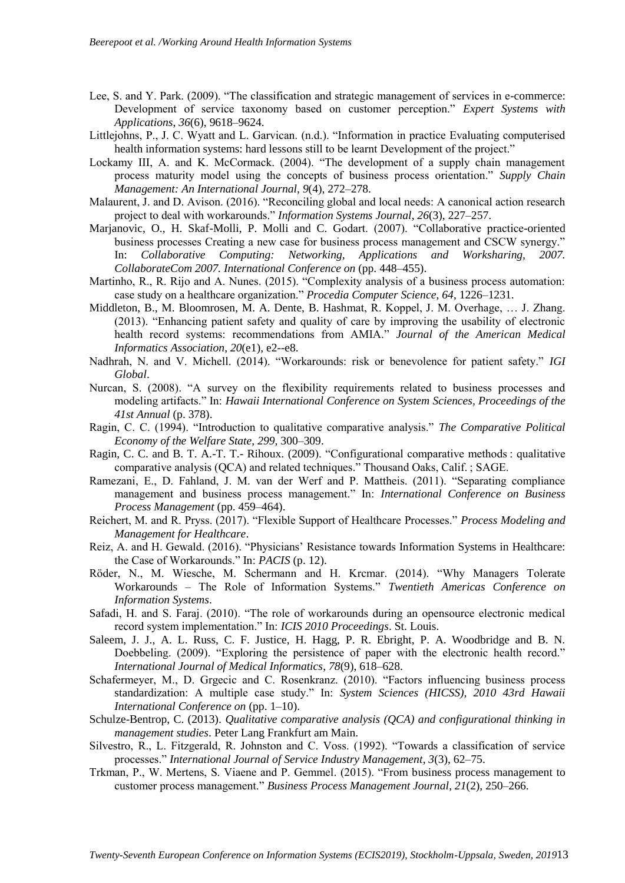Lee, S. and Y. Park. (2009). "The classification and strategic management of services in e-commerce: Development of service taxonomy based on customer perception." *Expert Systems with Applications*, *36*(6), 9618–9624.

Littlejohns, P., J. C. Wyatt and L. Garvican. (n.d.). "Information in practice Evaluating computerised health information systems: hard lessons still to be learnt Development of the project."

Lockamy III, A. and K. McCormack. (2004). "The development of a supply chain management process maturity model using the concepts of business process orientation." *Supply Chain Management: An International Journal*, *9*(4), 272–278.

Malaurent, J. and D. Avison. (2016). "Reconciling global and local needs: A canonical action research project to deal with workarounds." *Information Systems Journal*, *26*(3), 227–257.

Marjanovic, O., H. Skaf-Molli, P. Molli and C. Godart. (2007). "Collaborative practice-oriented business processes Creating a new case for business process management and CSCW synergy." In: *Collaborative Computing: Networking, Applications and Worksharing, 2007. CollaborateCom 2007. International Conference on* (pp. 448–455).

Martinho, R., R. Rijo and A. Nunes. (2015). "Complexity analysis of a business process automation: case study on a healthcare organization." *Procedia Computer Science*, *64*, 1226–1231.

Middleton, B., M. Bloomrosen, M. A. Dente, B. Hashmat, R. Koppel, J. M. Overhage, … J. Zhang. (2013). "Enhancing patient safety and quality of care by improving the usability of electronic health record systems: recommendations from AMIA." *Journal of the American Medical Informatics Association*, *20*(e1), e2--e8.

Nadhrah, N. and V. Michell. (2014). "Workarounds: risk or benevolence for patient safety." *IGI Global*.

Nurcan, S. (2008). "A survey on the flexibility requirements related to business processes and modeling artifacts." In: *Hawaii International Conference on System Sciences, Proceedings of the 41st Annual* (p. 378).

Ragin, C. C. (1994). "Introduction to qualitative comparative analysis." *The Comparative Political Economy of the Welfare State*, *299*, 300–309.

Ragin, C. C. and B. T. A.-T. T.- Rihoux. (2009). "Configurational comparative methods : qualitative comparative analysis (QCA) and related techniques." Thousand Oaks, Calif. ; SAGE.

Ramezani, E., D. Fahland, J. M. van der Werf and P. Mattheis. (2011). "Separating compliance management and business process management." In: *International Conference on Business Process Management* (pp. 459–464).

Reichert, M. and R. Pryss. (2017). "Flexible Support of Healthcare Processes." *Process Modeling and Management for Healthcare*.

Reiz, A. and H. Gewald. (2016). "Physicians' Resistance towards Information Systems in Healthcare: the Case of Workarounds." In: *PACIS* (p. 12).

Röder, N., M. Wiesche, M. Schermann and H. Krcmar. (2014). "Why Managers Tolerate Workarounds – The Role of Information Systems." *Twentieth Americas Conference on Information Systems*.

Safadi, H. and S. Faraj. (2010). "The role of workarounds during an opensource electronic medical record system implementation." In: *ICIS 2010 Proceedings*. St. Louis.

Saleem, J. J., A. L. Russ, C. F. Justice, H. Hagg, P. R. Ebright, P. A. Woodbridge and B. N. Doebbeling. (2009). "Exploring the persistence of paper with the electronic health record." *International Journal of Medical Informatics*, *78*(9), 618–628.

Schafermeyer, M., D. Grgecic and C. Rosenkranz. (2010). "Factors influencing business process standardization: A multiple case study." In: *System Sciences (HICSS), 2010 43rd Hawaii International Conference on* (pp. 1–10).

Schulze-Bentrop, C. (2013). *Qualitative comparative analysis (QCA) and configurational thinking in management studies*. Peter Lang Frankfurt am Main.

Silvestro, R., L. Fitzgerald, R. Johnston and C. Voss. (1992). "Towards a classification of service processes." *International Journal of Service Industry Management*, *3*(3), 62–75.

Trkman, P., W. Mertens, S. Viaene and P. Gemmel. (2015). "From business process management to customer process management." *Business Process Management Journal*, *21*(2), 250–266.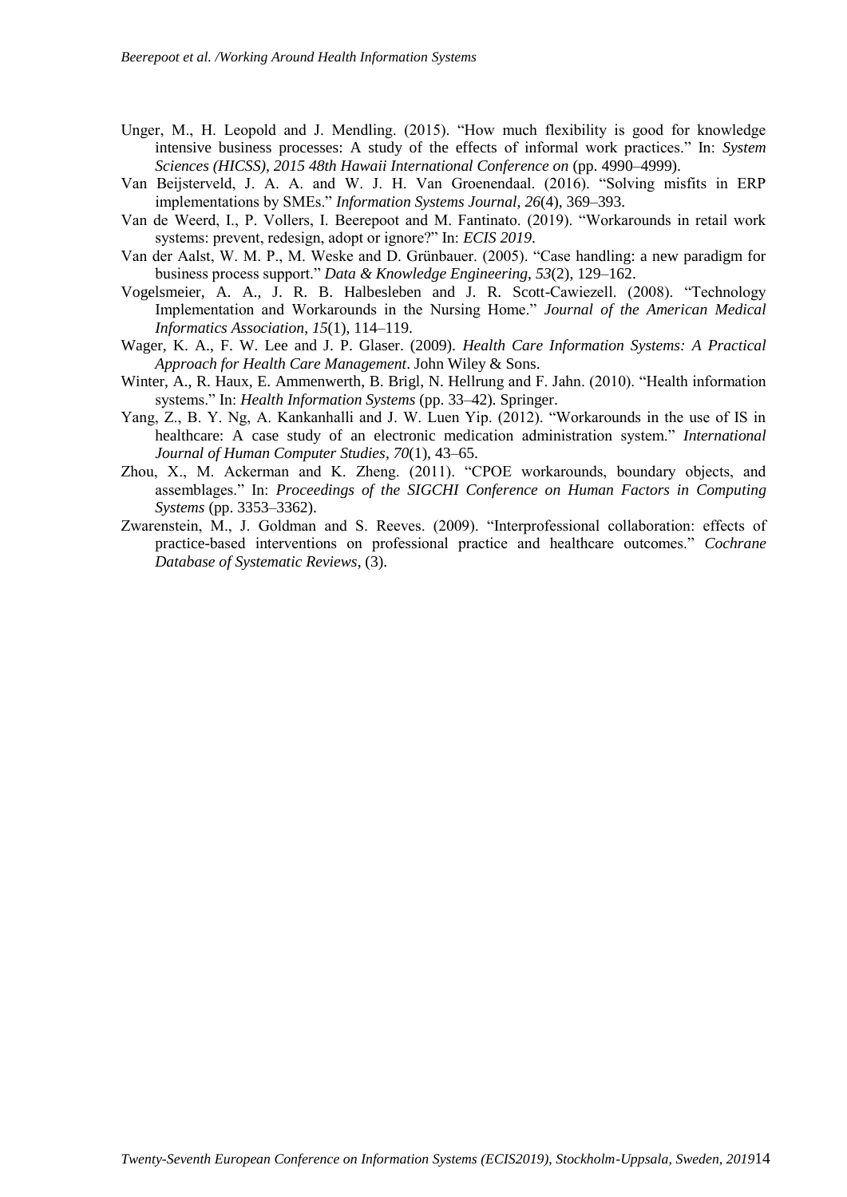Unger, M., H. Leopold and J. Mendling. (2015). "How much flexibility is good for knowledge intensive business processes: A study of the effects of informal work practices." In: *System Sciences (HICSS), 2015 48th Hawaii International Conference on* (pp. 4990–4999).

Van Beijsterveld, J. A. A. and W. J. H. Van Groenendaal. (2016). "Solving misfits in ERP implementations by SMEs." *Information Systems Journal*, *26*(4), 369–393.

Van de Weerd, I., P. Vollers, I. Beerepoot and M. Fantinato. (2019). "Workarounds in retail work systems: prevent, redesign, adopt or ignore?" In: *ECIS 2019*.

Van der Aalst, W. M. P., M. Weske and D. Grünbauer. (2005). "Case handling: a new paradigm for business process support." *Data & Knowledge Engineering*, *53*(2), 129–162.

Vogelsmeier, A. A., J. R. B. Halbesleben and J. R. Scott-Cawiezell. (2008). "Technology Implementation and Workarounds in the Nursing Home." *Journal of the American Medical Informatics Association*, *15*(1), 114–119.

Wager, K. A., F. W. Lee and J. P. Glaser. (2009). *Health Care Information Systems: A Practical Approach for Health Care Management*. John Wiley & Sons.

Winter, A., R. Haux, E. Ammenwerth, B. Brigl, N. Hellrung and F. Jahn. (2010). "Health information systems." In: *Health Information Systems* (pp. 33–42). Springer.

Yang, Z., B. Y. Ng, A. Kankanhalli and J. W. Luen Yip. (2012). "Workarounds in the use of IS in healthcare: A case study of an electronic medication administration system." *International Journal of Human Computer Studies*, *70*(1), 43–65.

Zhou, X., M. Ackerman and K. Zheng. (2011). "CPOE workarounds, boundary objects, and assemblages." In: *Proceedings of the SIGCHI Conference on Human Factors in Computing Systems* (pp. 3353–3362).

Zwarenstein, M., J. Goldman and S. Reeves. (2009). "Interprofessional collaboration: effects of practice-based interventions on professional practice and healthcare outcomes." *Cochrane Database of Systematic Reviews*, (3).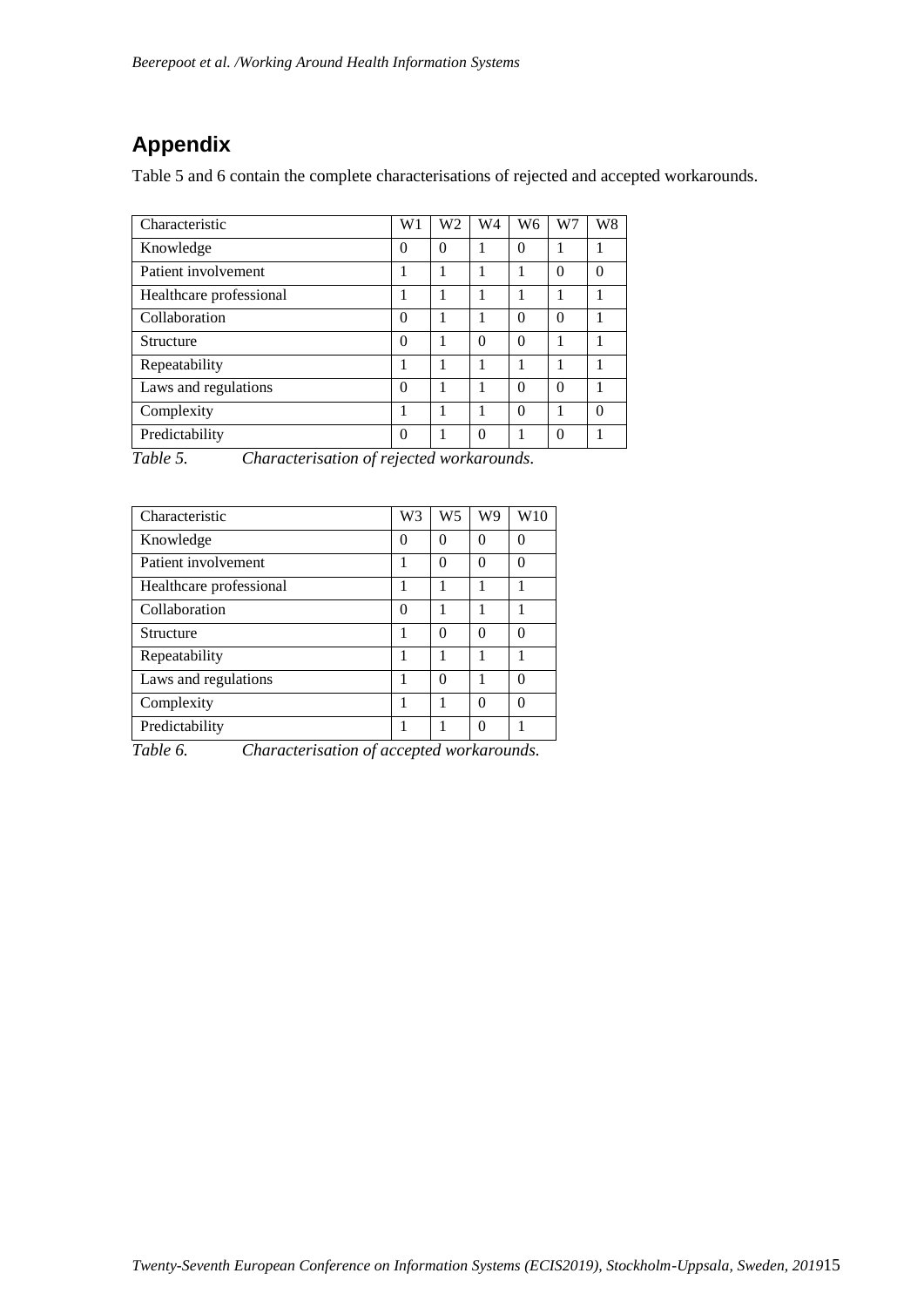## Appendix

Table 5 and 6 contain the complete characterisations of rejected and accepted workarounds.

| Characteristic | W1 | W2 | W4 | W6 | W7 | W8 |
|---|---|---|---|---|---|---|
| Knowledge | 0 | 0 | 1 | 0 | 1 | 1 |
| Patient involvement | 1 | 1 | 1 | 1 | 0 | 0 |
| Healthcare professional | 1 | 1 | 1 | 1 | 1 | 1 |
| Collaboration | 0 | 1 | 1 | 0 | 0 | 1 |
| Structure | 0 | 1 | 0 | 0 | 1 | 1 |
| Repeatability | 1 | 1 | 1 | 1 | 1 | 1 |
| Laws and regulations | 0 | 1 | 1 | 0 | 0 | 1 |
| Complexity | 1 | 1 | 1 | 0 | 1 | 0 |
| Predictability | 0 | 1 | 0 | 1 | 0 | 1 |

*Table 5. Characterisation of rejected workarounds.*

| Characteristic | W3 | W5 | W9 | W10 |
|---|---|---|---|---|
| Knowledge | 0 | 0 | 0 | 0 |
| Patient involvement | 1 | 0 | 0 | 0 |
| Healthcare professional | 1 | 1 | 1 | 1 |
| Collaboration | 0 | 1 | 1 | 1 |
| Structure | 1 | 0 | 0 | 0 |
| Repeatability | 1 | 1 | 1 | 1 |
| Laws and regulations | 1 | 0 | 1 | 0 |
| Complexity | 1 | 1 | 0 | 0 |
| Predictability | 1 | 1 | 0 | 1 |

*Table 6. Characterisation of accepted workarounds.*